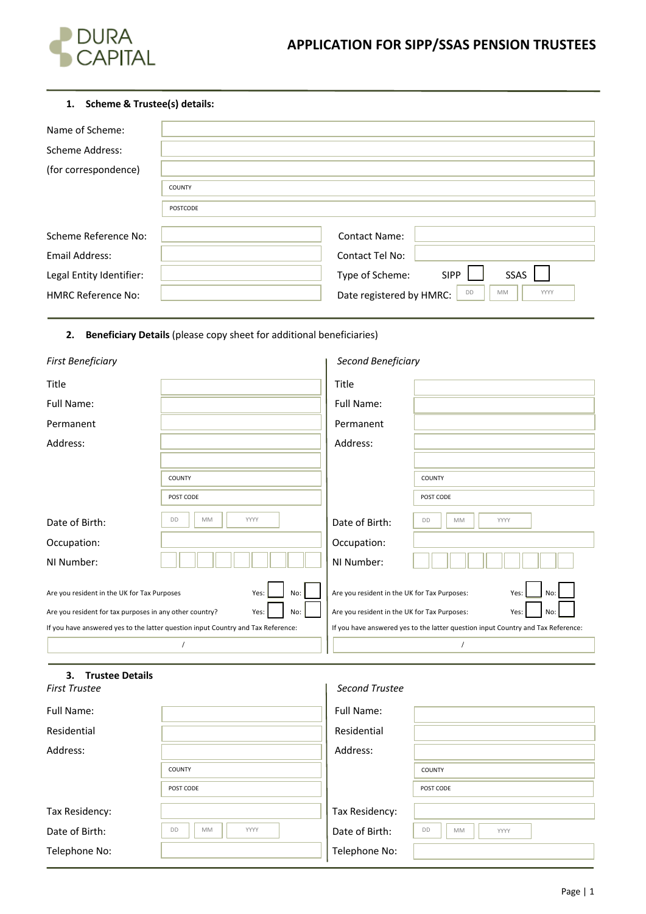DURA CAPITAL

# APPLICATION FOR SIPP/SSAS PENSION TRUSTEES

## 1. Scheme & Trustee(s) details:

Name of Scheme:

Scheme Address:

(for correspondence)

COUNTY

POSTCODE

| | | | |
|---|---|---|---|
| Scheme Reference No: | | Contact Name: | |
| Email Address: | | Contact Tel No: | |
| Legal Entity Identifier: | | Type of Scheme: | SIPP ☐ SSAS ☐ |
| HMRC Reference No: | | Date registered by HMRC: | DD MM YYYY |

## 2. Beneficiary Details (please copy sheet for additional beneficiaries)

| *First Beneficiary* | | *Second Beneficiary* | |
|---|---|---|---|
| Title | | Title | |
| Full Name: | | Full Name: | |
| Permanent Address: | | Permanent Address: | |
| | COUNTY | | COUNTY |
| | POST CODE | | POST CODE |
| Date of Birth: | DD MM YYYY | Date of Birth: | DD MM YYYY |
| Occupation: | | Occupation: | |
| NI Number: | | NI Number: | |

First Beneficiary:

Are you resident in the UK for Tax Purposes Yes: ☐ No: ☐

Are you resident for tax purposes in any other country? Yes: ☐ No: ☐

If you have answered yes to the latter question input Country and Tax Reference:

/

Second Beneficiary:

Are you resident in the UK for Tax Purposes: Yes: ☐ No: ☐

Are you resident in the UK for Tax Purposes: Yes: ☐ No: ☐

If you have answered yes to the latter question input Country and Tax Reference:

/

## 3. Trustee Details

| *First Trustee* | | *Second Trustee* | |
|---|---|---|---|
| Full Name: | | Full Name: | |
| Residential Address: | | Residential Address: | |
| | COUNTY | | COUNTY |
| | POST CODE | | POST CODE |
| Tax Residency: | | Tax Residency: | |
| Date of Birth: | DD MM YYYY | Date of Birth: | DD MM YYYY |
| Telephone No: | | Telephone No: | |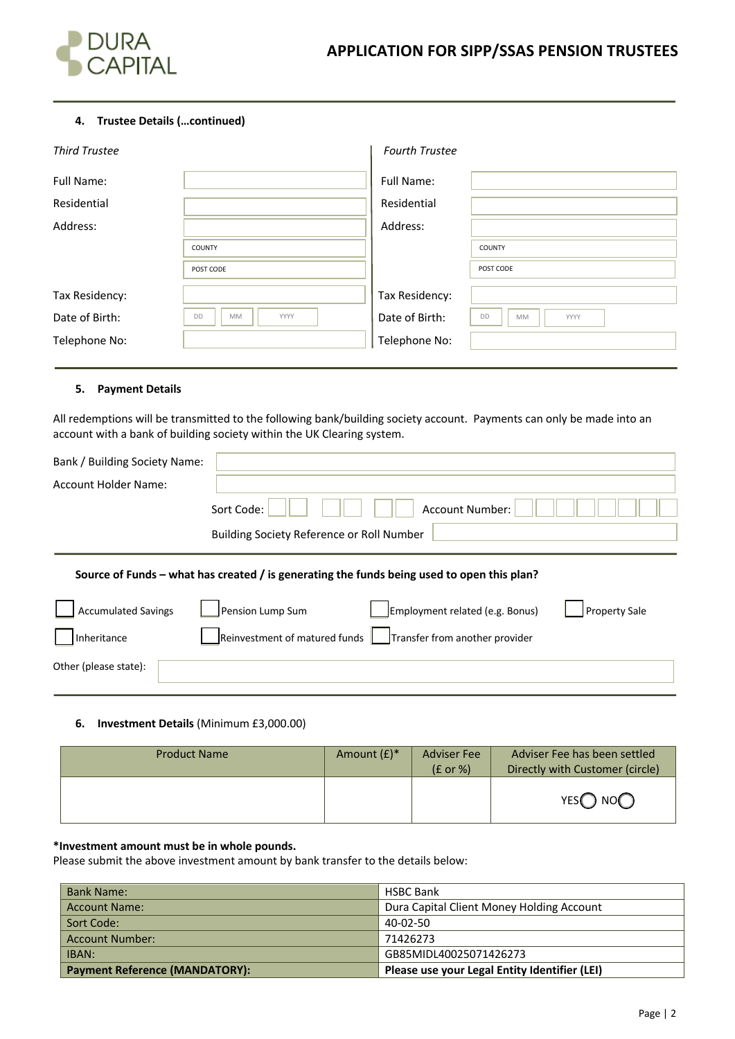## APPLICATION FOR SIPP/SSAS PENSION TRUSTEES

### 4. Trustee Details (…continued)

| *Third Trustee* | | *Fourth Trustee* | |
|---|---|---|---|
| Full Name: | | Full Name: | |
| Residential Address: | | Residential Address: | |
| | COUNTY | | COUNTY |
| | POST CODE | | POST CODE |
| Tax Residency: | | Tax Residency: | |
| Date of Birth: | DD MM YYYY | Date of Birth: | DD MM YYYY |
| Telephone No: | | Telephone No: | |

### 5. Payment Details

All redemptions will be transmitted to the following bank/building society account. Payments can only be made into an account with a bank of building society within the UK Clearing system.

Bank / Building Society Name:

Account Holder Name:

Sort Code: Account Number:

Building Society Reference or Roll Number

**Source of Funds – what has created / is generating the funds being used to open this plan?**

- ☐ Accumulated Savings
- ☐ Pension Lump Sum
- ☐ Employment related (e.g. Bonus)
- ☐ Property Sale
- ☐ Inheritance
- ☐ Reinvestment of matured funds
- ☐ Transfer from another provider

Other (please state):

### 6. Investment Details (Minimum £3,000.00)

| Product Name | Amount (£)* | Adviser Fee (£ or %) | Adviser Fee has been settled Directly with Customer (circle) |
|---|---|---|---|
| | | | YES ◯ NO ◯ |

***Investment amount must be in whole pounds.**
Please submit the above investment amount by bank transfer to the details below:

| | |
|---|---|
| Bank Name: | HSBC Bank |
| Account Name: | Dura Capital Client Money Holding Account |
| Sort Code: | 40-02-50 |
| Account Number: | 71426273 |
| IBAN: | GB85MIDL40025071426273 |
| **Payment Reference (MANDATORY):** | **Please use your Legal Entity Identifier (LEI)** |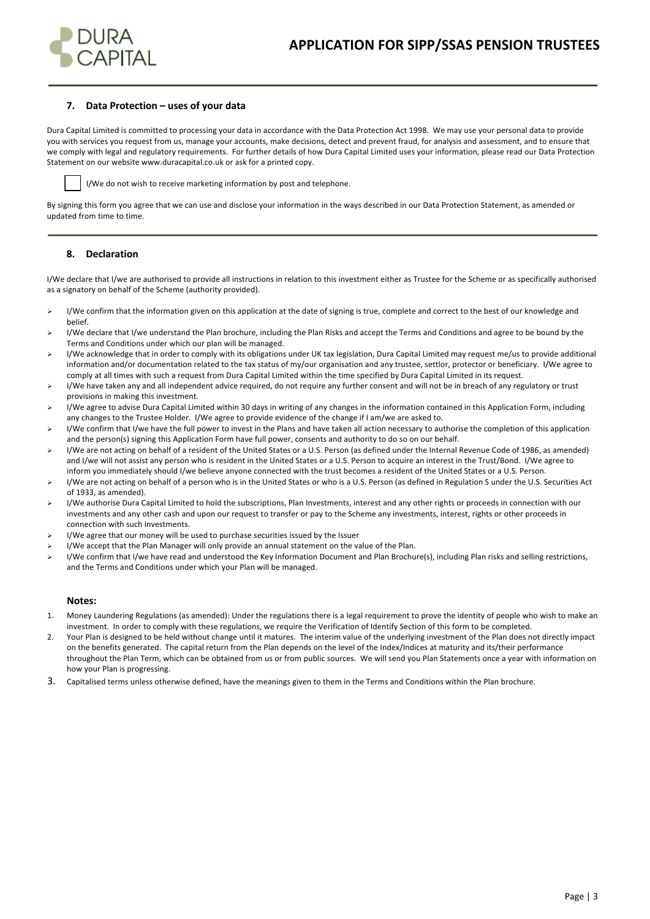## 7. Data Protection – uses of your data

Dura Capital Limited is committed to processing your data in accordance with the Data Protection Act 1998. We may use your personal data to provide you with services you request from us, manage your accounts, make decisions, detect and prevent fraud, for analysis and assessment, and to ensure that we comply with legal and regulatory requirements. For further details of how Dura Capital Limited uses your information, please read our Data Protection Statement on our website www.duracapital.co.uk or ask for a printed copy.

☐ I/We do not wish to receive marketing information by post and telephone.

By signing this form you agree that we can use and disclose your information in the ways described in our Data Protection Statement, as amended or updated from time to time.

## 8. Declaration

I/We declare that I/we are authorised to provide all instructions in relation to this investment either as Trustee for the Scheme or as specifically authorised as a signatory on behalf of the Scheme (authority provided).

- I/We confirm that the information given on this application at the date of signing is true, complete and correct to the best of our knowledge and belief.
- I/We declare that I/we understand the Plan brochure, including the Plan Risks and accept the Terms and Conditions and agree to be bound by the Terms and Conditions under which our plan will be managed.
- I/We acknowledge that in order to comply with its obligations under UK tax legislation, Dura Capital Limited may request me/us to provide additional information and/or documentation related to the tax status of my/our organisation and any trustee, settlor, protector or beneficiary. I/We agree to comply at all times with such a request from Dura Capital Limited within the time specified by Dura Capital Limited in its request.
- I/We have taken any and all independent advice required, do not require any further consent and will not be in breach of any regulatory or trust provisions in making this investment.
- I/We agree to advise Dura Capital Limited within 30 days in writing of any changes in the information contained in this Application Form, including any changes to the Trustee Holder. I/We agree to provide evidence of the change if I am/we are asked to.
- I/We confirm that I/we have the full power to invest in the Plans and have taken all action necessary to authorise the completion of this application and the person(s) signing this Application Form have full power, consents and authority to do so on our behalf.
- I/We are not acting on behalf of a resident of the United States or a U.S. Person (as defined under the Internal Revenue Code of 1986, as amended) and I/we will not assist any person who is resident in the United States or a U.S. Person to acquire an interest in the Trust/Bond. I/We agree to inform you immediately should I/we believe anyone connected with the trust becomes a resident of the United States or a U.S. Person.
- I/We are not acting on behalf of a person who is in the United States or who is a U.S. Person (as defined in Regulation S under the U.S. Securities Act of 1933, as amended).
- I/We authorise Dura Capital Limited to hold the subscriptions, Plan Investments, interest and any other rights or proceeds in connection with our investments and any other cash and upon our request to transfer or pay to the Scheme any investments, interest, rights or other proceeds in connection with such investments.
- I/We agree that our money will be used to purchase securities issued by the Issuer
- I/We accept that the Plan Manager will only provide an annual statement on the value of the Plan.
- I/We confirm that I/we have read and understood the Key Information Document and Plan Brochure(s), including Plan risks and selling restrictions, and the Terms and Conditions under which your Plan will be managed.

### Notes:

1. Money Laundering Regulations (as amended): Under the regulations there is a legal requirement to prove the identity of people who wish to make an investment. In order to comply with these regulations, we require the Verification of Identify Section of this form to be completed.
2. Your Plan is designed to be held without change until it matures. The interim value of the underlying investment of the Plan does not directly impact on the benefits generated. The capital return from the Plan depends on the level of the Index/Indices at maturity and its/their performance throughout the Plan Term, which can be obtained from us or from public sources. We will send you Plan Statements once a year with information on how your Plan is progressing.
3. Capitalised terms unless otherwise defined, have the meanings given to them in the Terms and Conditions within the Plan brochure.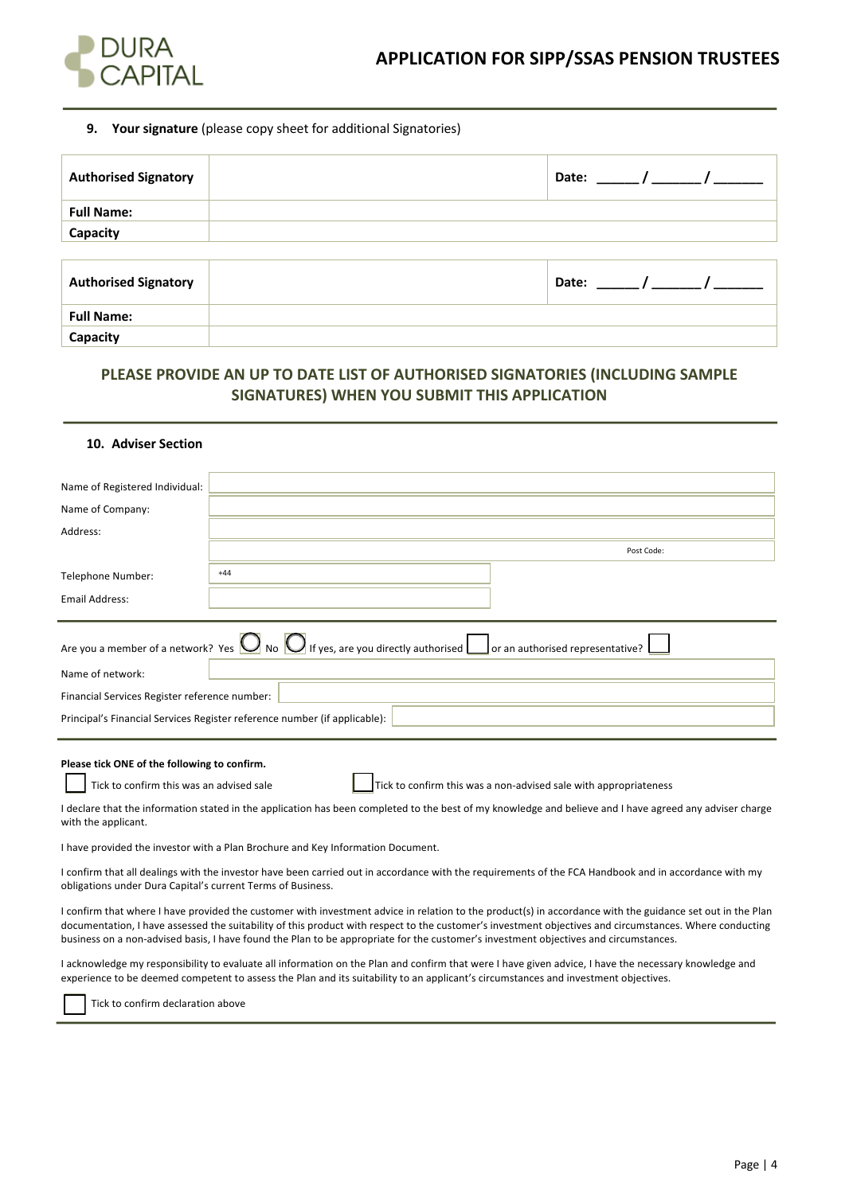**9. Your signature** (please copy sheet for additional Signatories)

| **Authorised Signatory** | | **Date: \_\_\_\_\_\_ / \_\_\_\_\_\_ / \_\_\_\_\_\_** |
|---|---|---|
| **Full Name:** | | |
| **Capacity** | | |

| **Authorised Signatory** | | **Date: \_\_\_\_\_\_ / \_\_\_\_\_\_ / \_\_\_\_\_\_** |
|---|---|---|
| **Full Name:** | | |
| **Capacity** | | |

**PLEASE PROVIDE AN UP TO DATE LIST OF AUTHORISED SIGNATORIES (INCLUDING SAMPLE SIGNATURES) WHEN YOU SUBMIT THIS APPLICATION**

**10. Adviser Section**

| | |
|---|---|
| Name of Registered Individual: | |
| Name of Company: | |
| Address: | |
| | Post Code: |
| Telephone Number: | +44 |
| Email Address: | |

Are you a member of a network? Yes ◯ No ◯ If yes, are you directly authorised ☐ or an authorised representative? ☐

| | |
|---|---|
| Name of network: | |
| Financial Services Register reference number: | |
| Principal's Financial Services Register reference number (if applicable): | |

**Please tick ONE of the following to confirm.**

☐ Tick to confirm this was an advised sale

☐ Tick to confirm this was a non-advised sale with appropriateness

I declare that the information stated in the application has been completed to the best of my knowledge and believe and I have agreed any adviser charge with the applicant.

I have provided the investor with a Plan Brochure and Key Information Document.

I confirm that all dealings with the investor have been carried out in accordance with the requirements of the FCA Handbook and in accordance with my obligations under Dura Capital's current Terms of Business.

I confirm that where I have provided the customer with investment advice in relation to the product(s) in accordance with the guidance set out in the Plan documentation, I have assessed the suitability of this product with respect to the customer's investment objectives and circumstances. Where conducting business on a non-advised basis, I have found the Plan to be appropriate for the customer's investment objectives and circumstances.

I acknowledge my responsibility to evaluate all information on the Plan and confirm that were I have given advice, I have the necessary knowledge and experience to be deemed competent to assess the Plan and its suitability to an applicant's circumstances and investment objectives.

☐ Tick to confirm declaration above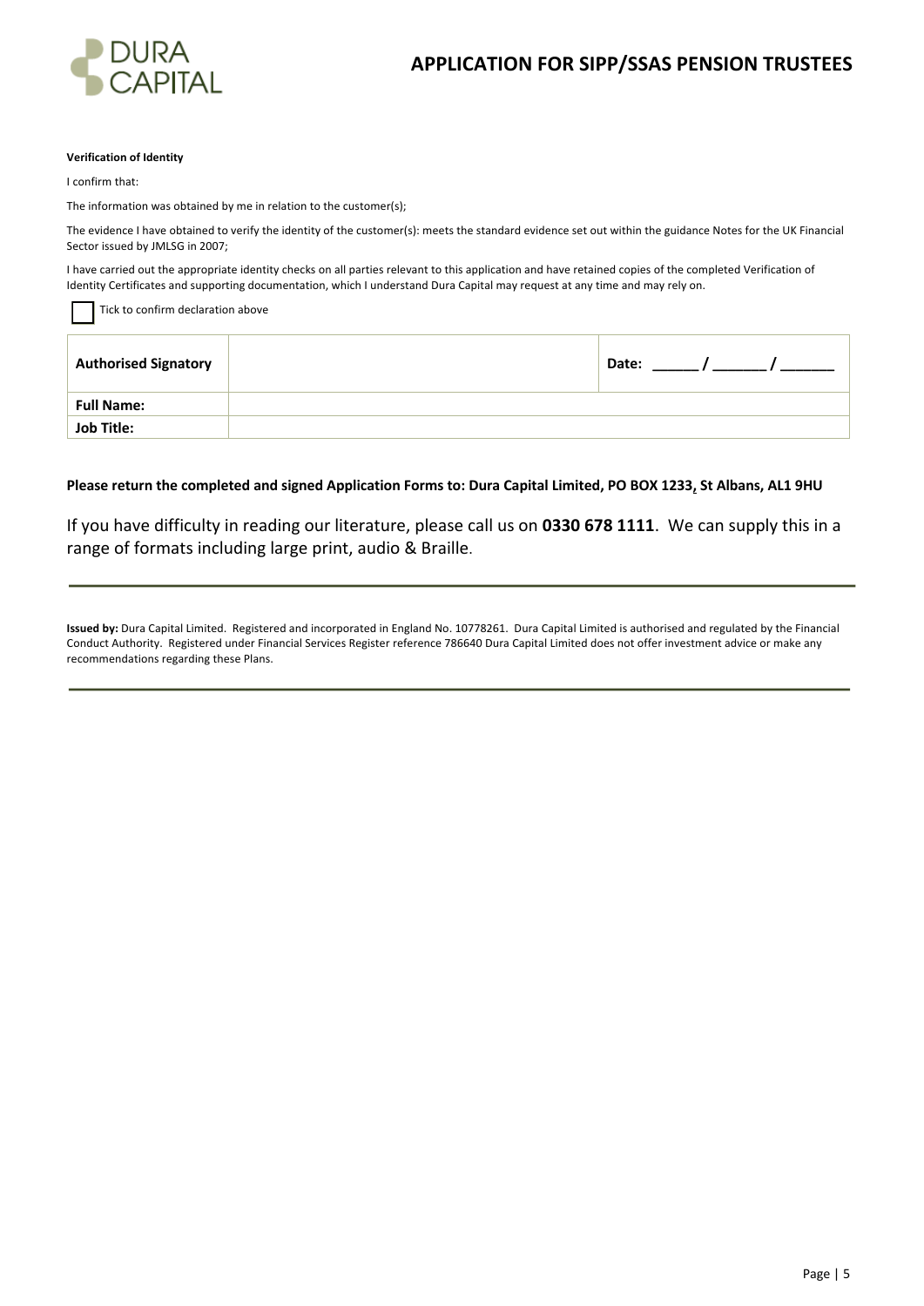**Verification of Identity**

I confirm that:

The information was obtained by me in relation to the customer(s);

The evidence I have obtained to verify the identity of the customer(s): meets the standard evidence set out within the guidance Notes for the UK Financial Sector issued by JMLSG in 2007;

I have carried out the appropriate identity checks on all parties relevant to this application and have retained copies of the completed Verification of Identity Certificates and supporting documentation, which I understand Dura Capital may request at any time and may rely on.

☐ Tick to confirm declaration above

| | | |
|---|---|---|
| **Authorised Signatory** | | **Date:** ______ / ______ / ______ |
| **Full Name:** | | |
| **Job Title:** | | |

**Please return the completed and signed Application Forms to: Dura Capital Limited, PO BOX 1233, St Albans, AL1 9HU**

If you have difficulty in reading our literature, please call us on **0330 678 1111**. We can supply this in a range of formats including large print, audio & Braille.

---

**Issued by:** Dura Capital Limited. Registered and incorporated in England No. 10778261. Dura Capital Limited is authorised and regulated by the Financial Conduct Authority. Registered under Financial Services Register reference 786640 Dura Capital Limited does not offer investment advice or make any recommendations regarding these Plans.

---